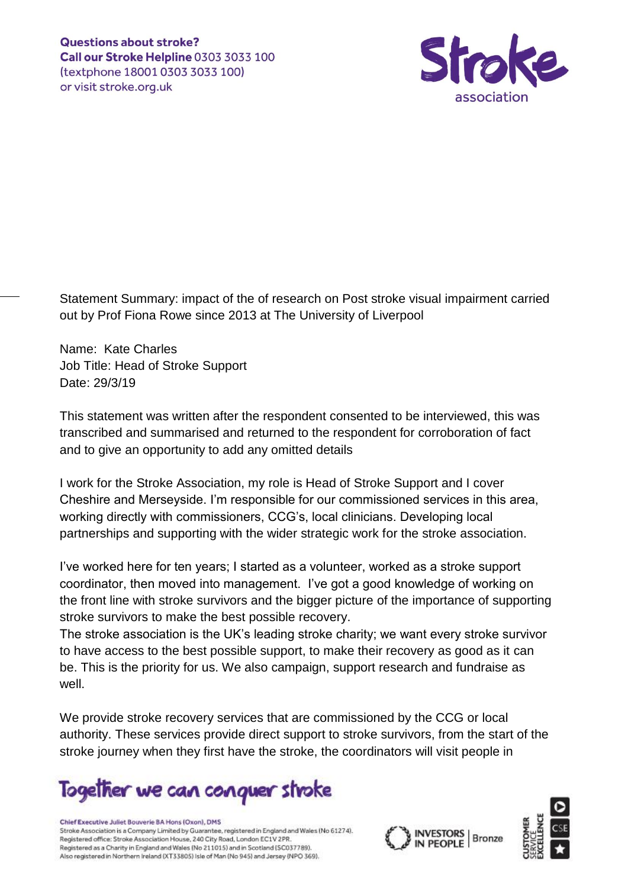Questions about stroke?
**Call our Stroke Helpline** 0303 3033 100
(textphone 18001 0303 3033 100)
or visit stroke.org.uk

Stroke association

Statement Summary: impact of the of research on Post stroke visual impairment carried out by Prof Fiona Rowe since 2013 at The University of Liverpool

Name: Kate Charles
Job Title: Head of Stroke Support
Date: 29/3/19

This statement was written after the respondent consented to be interviewed, this was transcribed and summarised and returned to the respondent for corroboration of fact and to give an opportunity to add any omitted details

I work for the Stroke Association, my role is Head of Stroke Support and I cover Cheshire and Merseyside. I'm responsible for our commissioned services in this area, working directly with commissioners, CCG's, local clinicians. Developing local partnerships and supporting with the wider strategic work for the stroke association.

I've worked here for ten years; I started as a volunteer, worked as a stroke support coordinator, then moved into management. I've got a good knowledge of working on the front line with stroke survivors and the bigger picture of the importance of supporting stroke survivors to make the best possible recovery.
The stroke association is the UK's leading stroke charity; we want every stroke survivor to have access to the best possible support, to make their recovery as good as it can be. This is the priority for us. We also campaign, support research and fundraise as well.

We provide stroke recovery services that are commissioned by the CCG or local authority. These services provide direct support to stroke survivors, from the start of the stroke journey when they first have the stroke, the coordinators will visit people in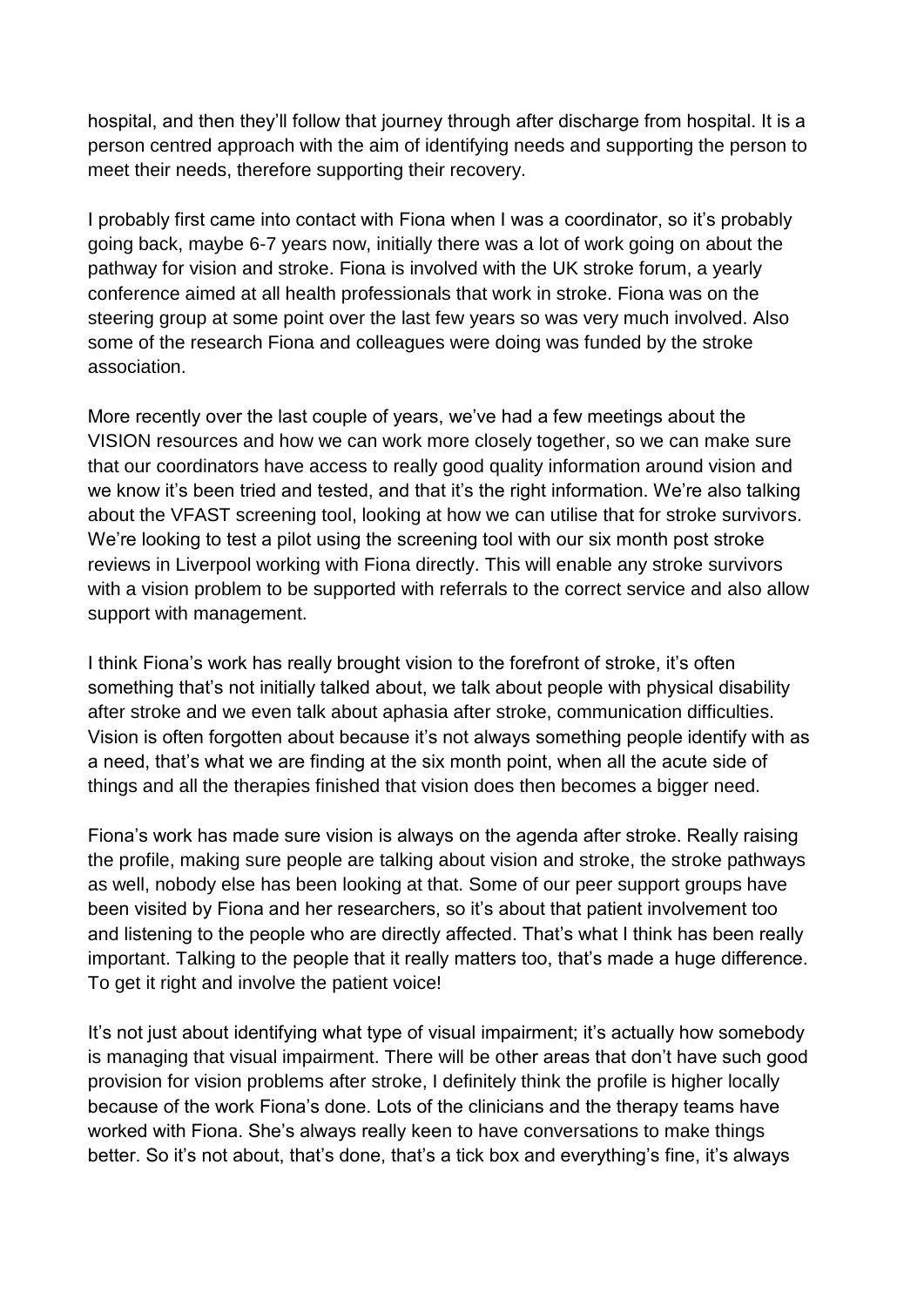hospital, and then they'll follow that journey through after discharge from hospital. It is a person centred approach with the aim of identifying needs and supporting the person to meet their needs, therefore supporting their recovery.

I probably first came into contact with Fiona when I was a coordinator, so it's probably going back, maybe 6-7 years now, initially there was a lot of work going on about the pathway for vision and stroke. Fiona is involved with the UK stroke forum, a yearly conference aimed at all health professionals that work in stroke. Fiona was on the steering group at some point over the last few years so was very much involved. Also some of the research Fiona and colleagues were doing was funded by the stroke association.

More recently over the last couple of years, we've had a few meetings about the VISION resources and how we can work more closely together, so we can make sure that our coordinators have access to really good quality information around vision and we know it's been tried and tested, and that it's the right information. We're also talking about the VFAST screening tool, looking at how we can utilise that for stroke survivors. We're looking to test a pilot using the screening tool with our six month post stroke reviews in Liverpool working with Fiona directly. This will enable any stroke survivors with a vision problem to be supported with referrals to the correct service and also allow support with management.

I think Fiona's work has really brought vision to the forefront of stroke, it's often something that's not initially talked about, we talk about people with physical disability after stroke and we even talk about aphasia after stroke, communication difficulties. Vision is often forgotten about because it's not always something people identify with as a need, that's what we are finding at the six month point, when all the acute side of things and all the therapies finished that vision does then becomes a bigger need.

Fiona's work has made sure vision is always on the agenda after stroke. Really raising the profile, making sure people are talking about vision and stroke, the stroke pathways as well, nobody else has been looking at that. Some of our peer support groups have been visited by Fiona and her researchers, so it's about that patient involvement too and listening to the people who are directly affected. That's what I think has been really important. Talking to the people that it really matters too, that's made a huge difference. To get it right and involve the patient voice!

It's not just about identifying what type of visual impairment; it's actually how somebody is managing that visual impairment. There will be other areas that don't have such good provision for vision problems after stroke, I definitely think the profile is higher locally because of the work Fiona's done. Lots of the clinicians and the therapy teams have worked with Fiona. She's always really keen to have conversations to make things better. So it's not about, that's done, that's a tick box and everything's fine, it's always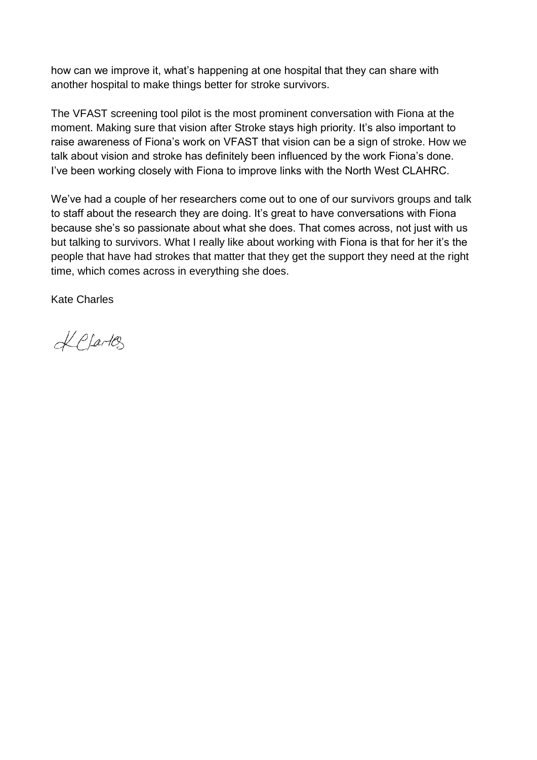how can we improve it, what's happening at one hospital that they can share with another hospital to make things better for stroke survivors.

The VFAST screening tool pilot is the most prominent conversation with Fiona at the moment. Making sure that vision after Stroke stays high priority. It's also important to raise awareness of Fiona's work on VFAST that vision can be a sign of stroke. How we talk about vision and stroke has definitely been influenced by the work Fiona's done. I've been working closely with Fiona to improve links with the North West CLAHRC.

We've had a couple of her researchers come out to one of our survivors groups and talk to staff about the research they are doing. It's great to have conversations with Fiona because she's so passionate about what she does. That comes across, not just with us but talking to survivors. What I really like about working with Fiona is that for her it's the people that have had strokes that matter that they get the support they need at the right time, which comes across in everything she does.

Kate Charles

K Charles